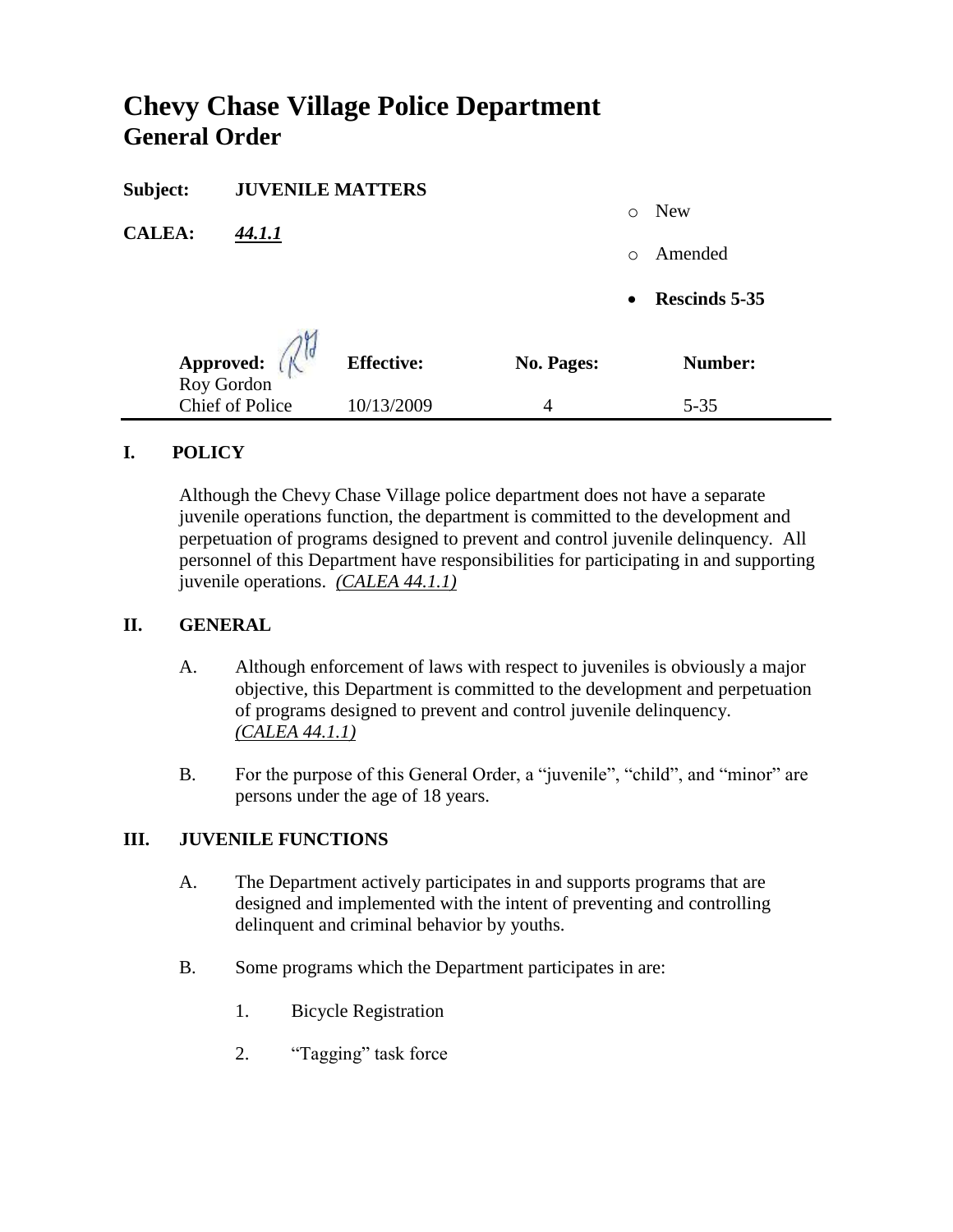# Chevy Chase Village Police Department
## General Order

**Subject:** **JUVENILE MATTERS**

**CALEA:** ***44.1.1***

- New
- Amended
- **Rescinds 5-35**

| **Approved:** | **Effective:** | **No. Pages:** | **Number:** |
|---|---|---|---|
| Roy Gordon Chief of Police | 10/13/2009 | 4 | 5-35 |

## I. POLICY

Although the Chevy Chase Village police department does not have a separate juvenile operations function, the department is committed to the development and perpetuation of programs designed to prevent and control juvenile delinquency. All personnel of this Department have responsibilities for participating in and supporting juvenile operations. *(CALEA 44.1.1)*

## II. GENERAL

A. Although enforcement of laws with respect to juveniles is obviously a major objective, this Department is committed to the development and perpetuation of programs designed to prevent and control juvenile delinquency. *(CALEA 44.1.1)*

B. For the purpose of this General Order, a "juvenile", "child", and "minor" are persons under the age of 18 years.

## III. JUVENILE FUNCTIONS

A. The Department actively participates in and supports programs that are designed and implemented with the intent of preventing and controlling delinquent and criminal behavior by youths.

B. Some programs which the Department participates in are:

1. Bicycle Registration
2. "Tagging" task force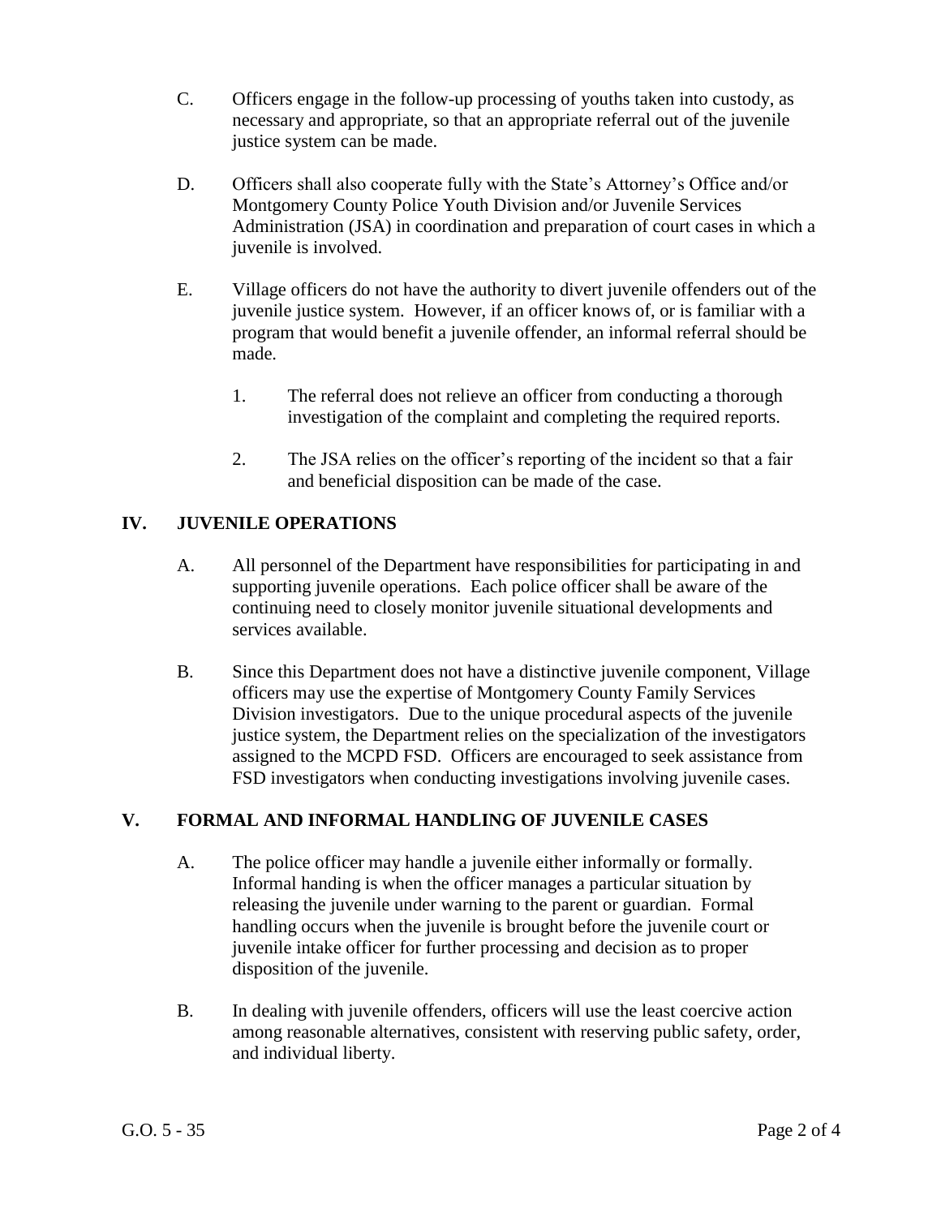C. Officers engage in the follow-up processing of youths taken into custody, as necessary and appropriate, so that an appropriate referral out of the juvenile justice system can be made.

D. Officers shall also cooperate fully with the State's Attorney's Office and/or Montgomery County Police Youth Division and/or Juvenile Services Administration (JSA) in coordination and preparation of court cases in which a juvenile is involved.

E. Village officers do not have the authority to divert juvenile offenders out of the juvenile justice system. However, if an officer knows of, or is familiar with a program that would benefit a juvenile offender, an informal referral should be made.

1. The referral does not relieve an officer from conducting a thorough investigation of the complaint and completing the required reports.

2. The JSA relies on the officer's reporting of the incident so that a fair and beneficial disposition can be made of the case.

## IV. JUVENILE OPERATIONS

A. All personnel of the Department have responsibilities for participating in and supporting juvenile operations. Each police officer shall be aware of the continuing need to closely monitor juvenile situational developments and services available.

B. Since this Department does not have a distinctive juvenile component, Village officers may use the expertise of Montgomery County Family Services Division investigators. Due to the unique procedural aspects of the juvenile justice system, the Department relies on the specialization of the investigators assigned to the MCPD FSD. Officers are encouraged to seek assistance from FSD investigators when conducting investigations involving juvenile cases.

## V. FORMAL AND INFORMAL HANDLING OF JUVENILE CASES

A. The police officer may handle a juvenile either informally or formally. Informal handing is when the officer manages a particular situation by releasing the juvenile under warning to the parent or guardian. Formal handling occurs when the juvenile is brought before the juvenile court or juvenile intake officer for further processing and decision as to proper disposition of the juvenile.

B. In dealing with juvenile offenders, officers will use the least coercive action among reasonable alternatives, consistent with reserving public safety, order, and individual liberty.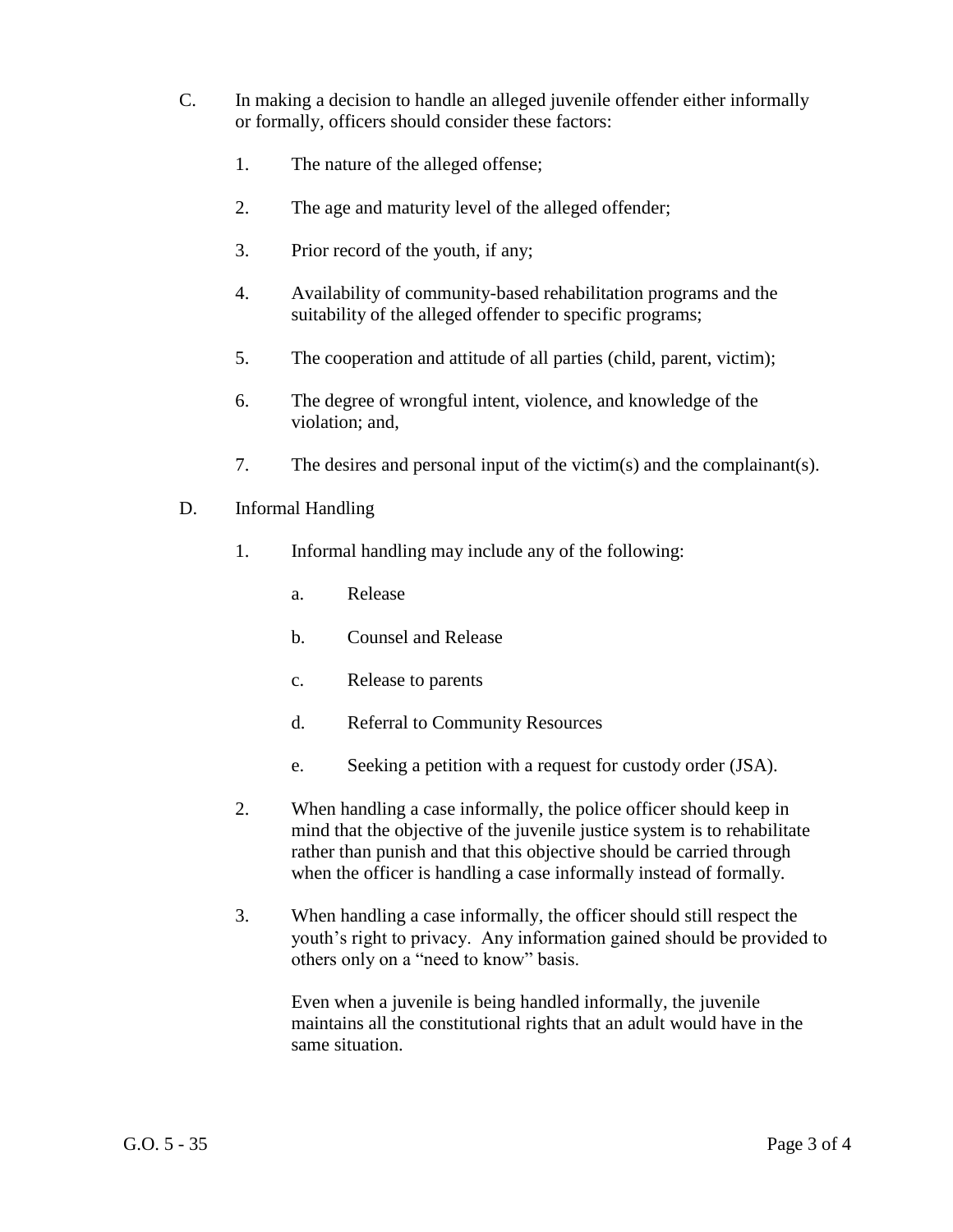C. In making a decision to handle an alleged juvenile offender either informally or formally, officers should consider these factors:

1. The nature of the alleged offense;

2. The age and maturity level of the alleged offender;

3. Prior record of the youth, if any;

4. Availability of community-based rehabilitation programs and the suitability of the alleged offender to specific programs;

5. The cooperation and attitude of all parties (child, parent, victim);

6. The degree of wrongful intent, violence, and knowledge of the violation; and,

7. The desires and personal input of the victim(s) and the complainant(s).

D. Informal Handling

1. Informal handling may include any of the following:

   a. Release

   b. Counsel and Release

   c. Release to parents

   d. Referral to Community Resources

   e. Seeking a petition with a request for custody order (JSA).

2. When handling a case informally, the police officer should keep in mind that the objective of the juvenile justice system is to rehabilitate rather than punish and that this objective should be carried through when the officer is handling a case informally instead of formally.

3. When handling a case informally, the officer should still respect the youth's right to privacy. Any information gained should be provided to others only on a "need to know" basis.

   Even when a juvenile is being handled informally, the juvenile maintains all the constitutional rights that an adult would have in the same situation.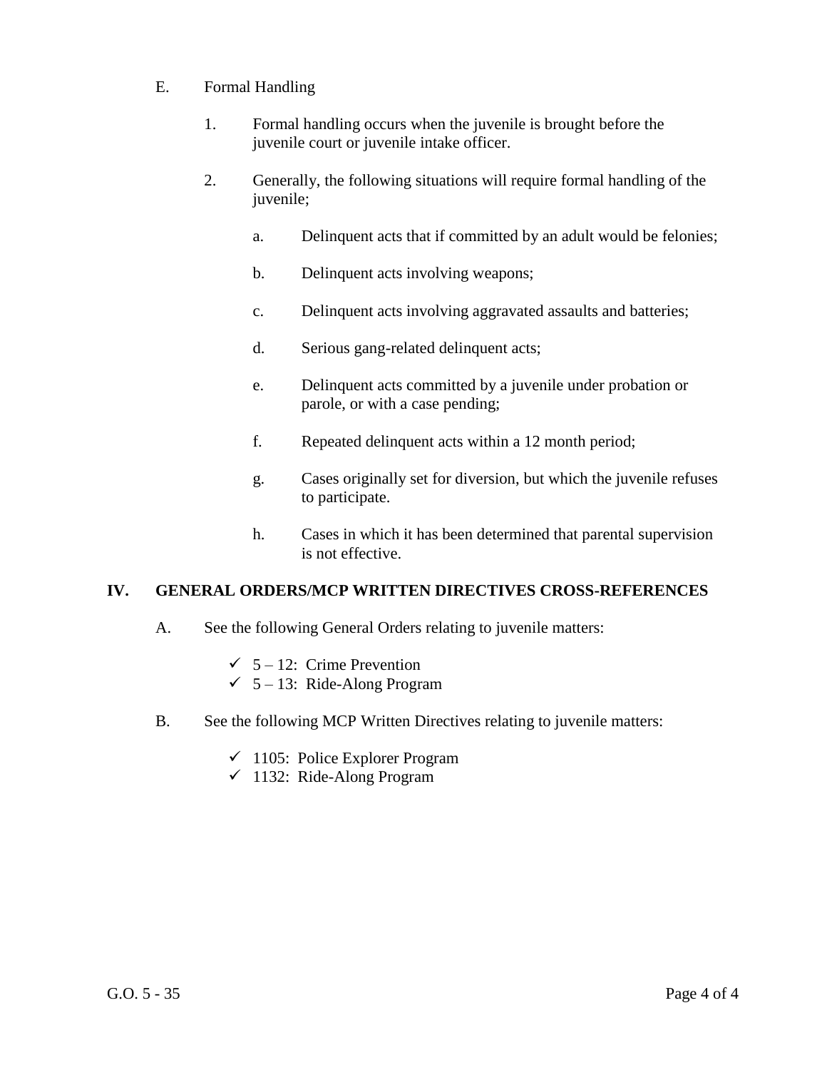E. Formal Handling

1. Formal handling occurs when the juvenile is brought before the juvenile court or juvenile intake officer.

2. Generally, the following situations will require formal handling of the juvenile;

   a. Delinquent acts that if committed by an adult would be felonies;

   b. Delinquent acts involving weapons;

   c. Delinquent acts involving aggravated assaults and batteries;

   d. Serious gang-related delinquent acts;

   e. Delinquent acts committed by a juvenile under probation or parole, or with a case pending;

   f. Repeated delinquent acts within a 12 month period;

   g. Cases originally set for diversion, but which the juvenile refuses to participate.

   h. Cases in which it has been determined that parental supervision is not effective.

## IV. GENERAL ORDERS/MCP WRITTEN DIRECTIVES CROSS-REFERENCES

A. See the following General Orders relating to juvenile matters:

- ✓ 5 – 12: Crime Prevention
- ✓ 5 – 13: Ride-Along Program

B. See the following MCP Written Directives relating to juvenile matters:

- ✓ 1105: Police Explorer Program
- ✓ 1132: Ride-Along Program